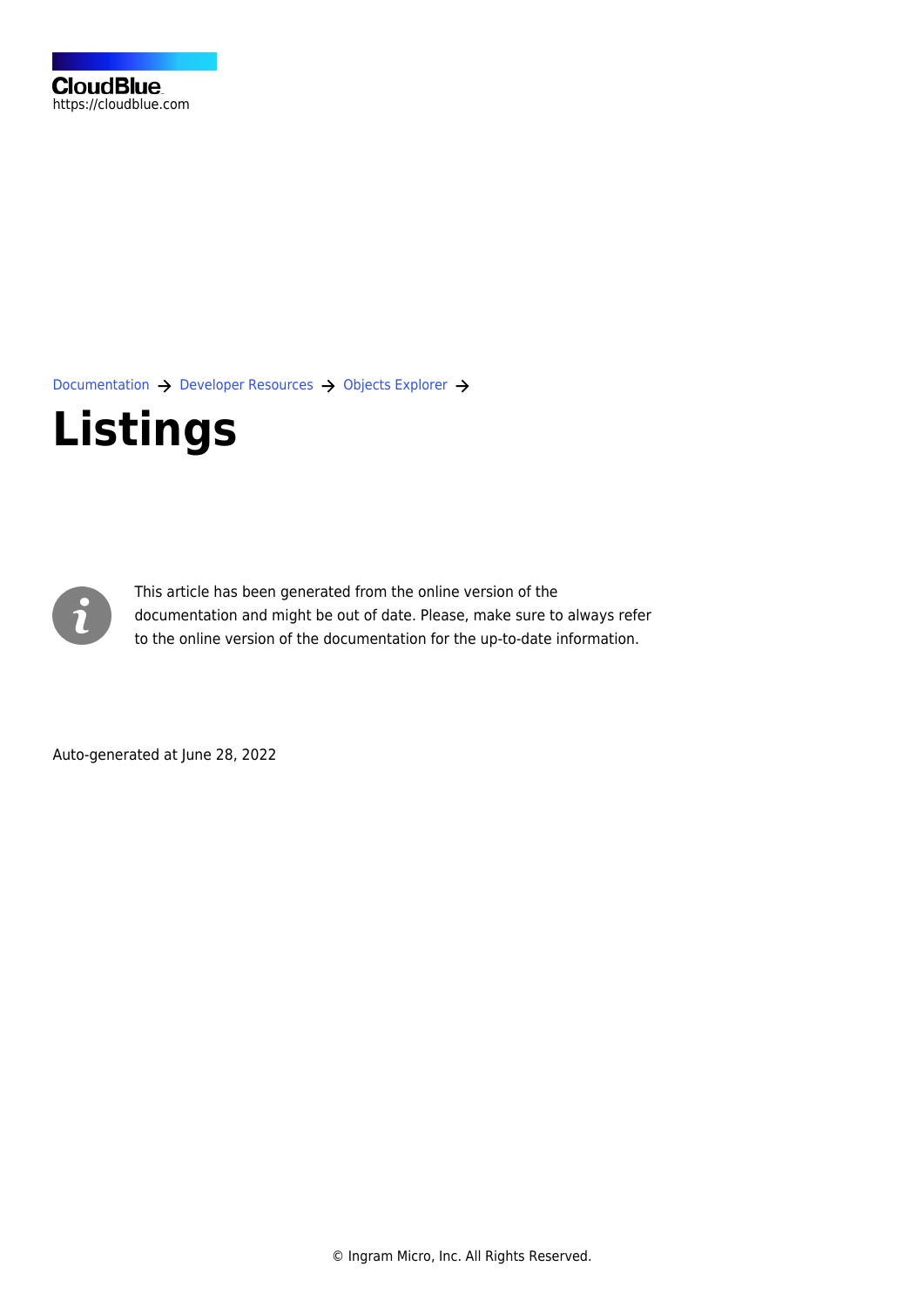CloudBlue
https://cloudblue.com

Documentation → Developer Resources → Objects Explorer →

# Listings

This article has been generated from the online version of the documentation and might be out of date. Please, make sure to always refer to the online version of the documentation for the up-to-date information.

Auto-generated at June 28, 2022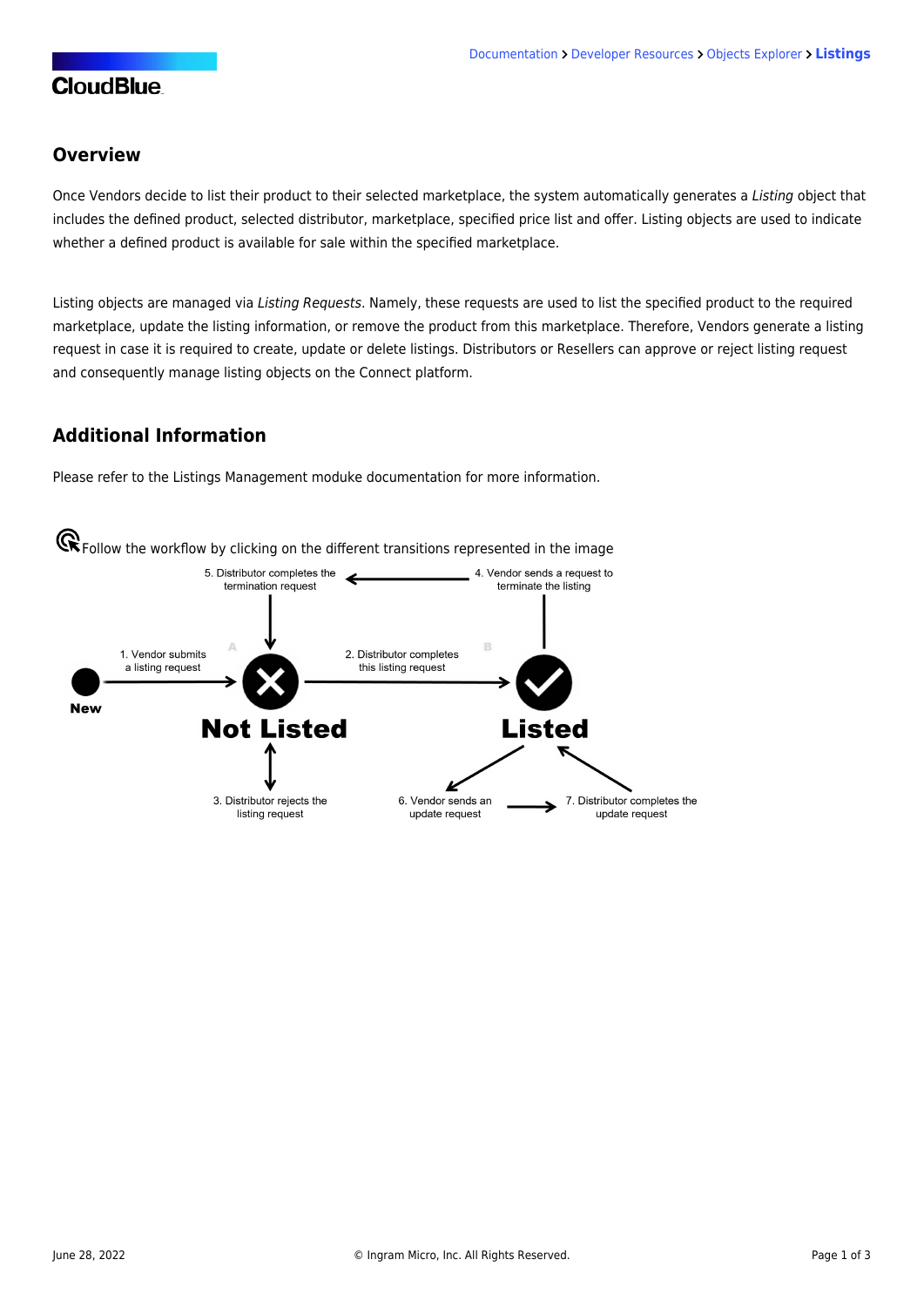## Overview

Once Vendors decide to list their product to their selected marketplace, the system automatically generates a *Listing* object that includes the defined product, selected distributor, marketplace, specified price list and offer. Listing objects are used to indicate whether a defined product is available for sale within the specified marketplace.

Listing objects are managed via *Listing Requests*. Namely, these requests are used to list the specified product to the required marketplace, update the listing information, or remove the product from this marketplace. Therefore, Vendors generate a listing request in case it is required to create, update or delete listings. Distributors or Resellers can approve or reject listing request and consequently manage listing objects on the Connect platform.

## Additional Information

Please refer to the Listings Management moduke documentation for more information.

Follow the workflow by clicking on the different transitions represented in the image

5. Distributor completes the termination request

4. Vendor sends a request to terminate the listing

1. Vendor submits a listing request

2. Distributor completes this listing request

New

Not Listed

Listed

3. Distributor rejects the listing request

6. Vendor sends an update request

7. Distributor completes the update request